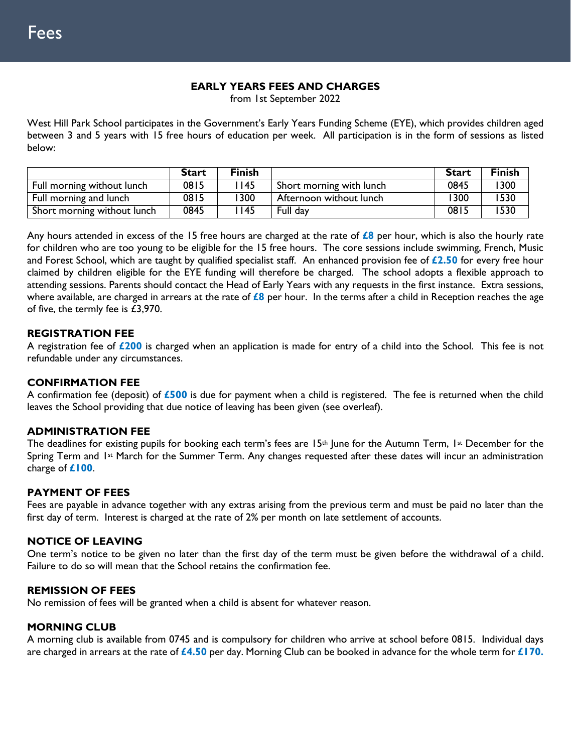# Fees

**EARLY YEARS FEES AND CHARGES**

from 1st September 2022

West Hill Park School participates in the Government's Early Years Funding Scheme (EYE), which provides children aged between 3 and 5 years with 15 free hours of education per week. All participation is in the form of sessions as listed below:

| | Start | Finish | | Start | Finish |
|---|---|---|---|---|---|
| Full morning without lunch | 0815 | 1145 | Short morning with lunch | 0845 | 1300 |
| Full morning and lunch | 0815 | 1300 | Afternoon without lunch | 1300 | 1530 |
| Short morning without lunch | 0845 | 1145 | Full day | 0815 | 1530 |

Any hours attended in excess of the 15 free hours are charged at the rate of **£8** per hour, which is also the hourly rate for children who are too young to be eligible for the 15 free hours. The core sessions include swimming, French, Music and Forest School, which are taught by qualified specialist staff. An enhanced provision fee of **£2.50** for every free hour claimed by children eligible for the EYE funding will therefore be charged. The school adopts a flexible approach to attending sessions. Parents should contact the Head of Early Years with any requests in the first instance. Extra sessions, where available, are charged in arrears at the rate of **£8** per hour. In the terms after a child in Reception reaches the age of five, the termly fee is £3,970.

### REGISTRATION FEE

A registration fee of **£200** is charged when an application is made for entry of a child into the School. This fee is not refundable under any circumstances.

### CONFIRMATION FEE

A confirmation fee (deposit) of **£500** is due for payment when a child is registered. The fee is returned when the child leaves the School providing that due notice of leaving has been given (see overleaf).

### ADMINISTRATION FEE

The deadlines for existing pupils for booking each term's fees are 15th June for the Autumn Term, 1st December for the Spring Term and 1st March for the Summer Term. Any changes requested after these dates will incur an administration charge of **£100**.

### PAYMENT OF FEES

Fees are payable in advance together with any extras arising from the previous term and must be paid no later than the first day of term. Interest is charged at the rate of 2% per month on late settlement of accounts.

### NOTICE OF LEAVING

One term's notice to be given no later than the first day of the term must be given before the withdrawal of a child. Failure to do so will mean that the School retains the confirmation fee.

### REMISSION OF FEES

No remission of fees will be granted when a child is absent for whatever reason.

### MORNING CLUB

A morning club is available from 0745 and is compulsory for children who arrive at school before 0815. Individual days are charged in arrears at the rate of **£4.50** per day. Morning Club can be booked in advance for the whole term for **£170.**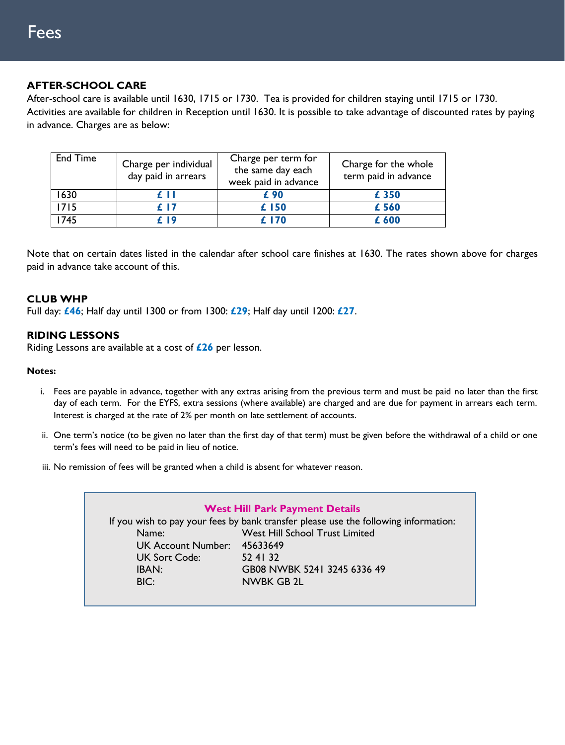# Fees

**AFTER-SCHOOL CARE**

After-school care is available until 1630, 1715 or 1730. Tea is provided for children staying until 1715 or 1730. Activities are available for children in Reception until 1630. It is possible to take advantage of discounted rates by paying in advance. Charges are as below:

| End Time | Charge per individual day paid in arrears | Charge per term for the same day each week paid in advance | Charge for the whole term paid in advance |
|---|---|---|---|
| 1630 | **£ 11** | **£ 90** | **£ 350** |
| 1715 | **£ 17** | **£ 150** | **£ 560** |
| 1745 | **£ 19** | **£ 170** | **£ 600** |

Note that on certain dates listed in the calendar after school care finishes at 1630. The rates shown above for charges paid in advance take account of this.

**CLUB WHP**

Full day: **£46**; Half day until 1300 or from 1300: **£29**; Half day until 1200: **£27**.

**RIDING LESSONS**

Riding Lessons are available at a cost of **£26** per lesson.

**Notes:**

i. Fees are payable in advance, together with any extras arising from the previous term and must be paid no later than the first day of each term. For the EYFS, extra sessions (where available) are charged and are due for payment in arrears each term. Interest is charged at the rate of 2% per month on late settlement of accounts.

ii. One term's notice (to be given no later than the first day of that term) must be given before the withdrawal of a child or one term's fees will need to be paid in lieu of notice.

iii. No remission of fees will be granted when a child is absent for whatever reason.

**West Hill Park Payment Details**

If you wish to pay your fees by bank transfer please use the following information:

| | |
|---|---|
| Name: | West Hill School Trust Limited |
| UK Account Number: | 45633649 |
| UK Sort Code: | 52 41 32 |
| IBAN: | GB08 NWBK 5241 3245 6336 49 |
| BIC: | NWBK GB 2L |